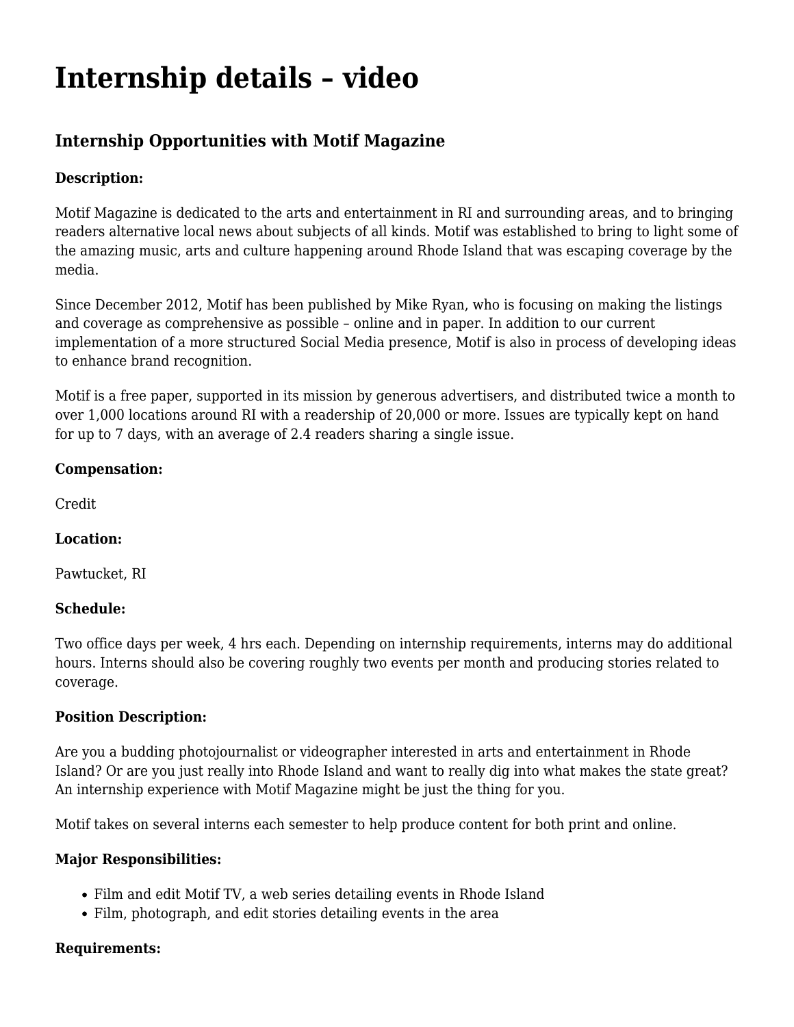# Internship details – video

## Internship Opportunities with Motif Magazine

**Description:**

Motif Magazine is dedicated to the arts and entertainment in RI and surrounding areas, and to bringing readers alternative local news about subjects of all kinds. Motif was established to bring to light some of the amazing music, arts and culture happening around Rhode Island that was escaping coverage by the media.

Since December 2012, Motif has been published by Mike Ryan, who is focusing on making the listings and coverage as comprehensive as possible – online and in paper. In addition to our current implementation of a more structured Social Media presence, Motif is also in process of developing ideas to enhance brand recognition.

Motif is a free paper, supported in its mission by generous advertisers, and distributed twice a month to over 1,000 locations around RI with a readership of 20,000 or more. Issues are typically kept on hand for up to 7 days, with an average of 2.4 readers sharing a single issue.

**Compensation:**

Credit

**Location:**

Pawtucket, RI

**Schedule:**

Two office days per week, 4 hrs each. Depending on internship requirements, interns may do additional hours. Interns should also be covering roughly two events per month and producing stories related to coverage.

**Position Description:**

Are you a budding photojournalist or videographer interested in arts and entertainment in Rhode Island? Or are you just really into Rhode Island and want to really dig into what makes the state great? An internship experience with Motif Magazine might be just the thing for you.

Motif takes on several interns each semester to help produce content for both print and online.

**Major Responsibilities:**

- Film and edit Motif TV, a web series detailing events in Rhode Island
- Film, photograph, and edit stories detailing events in the area

**Requirements:**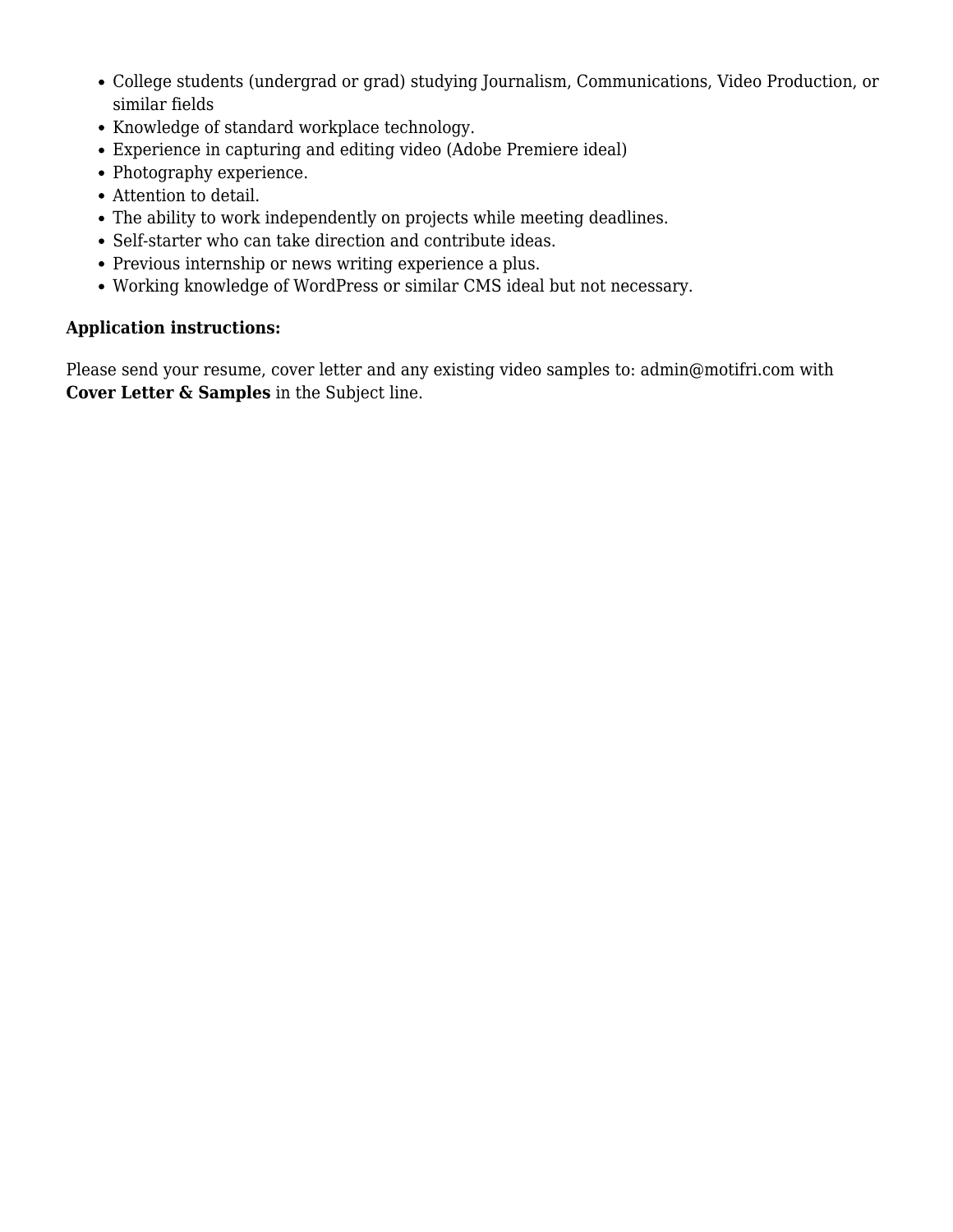- College students (undergrad or grad) studying Journalism, Communications, Video Production, or similar fields
- Knowledge of standard workplace technology.
- Experience in capturing and editing video (Adobe Premiere ideal)
- Photography experience.
- Attention to detail.
- The ability to work independently on projects while meeting deadlines.
- Self-starter who can take direction and contribute ideas.
- Previous internship or news writing experience a plus.
- Working knowledge of WordPress or similar CMS ideal but not necessary.

**Application instructions:**

Please send your resume, cover letter and any existing video samples to: admin@motifri.com with **Cover Letter & Samples** in the Subject line.